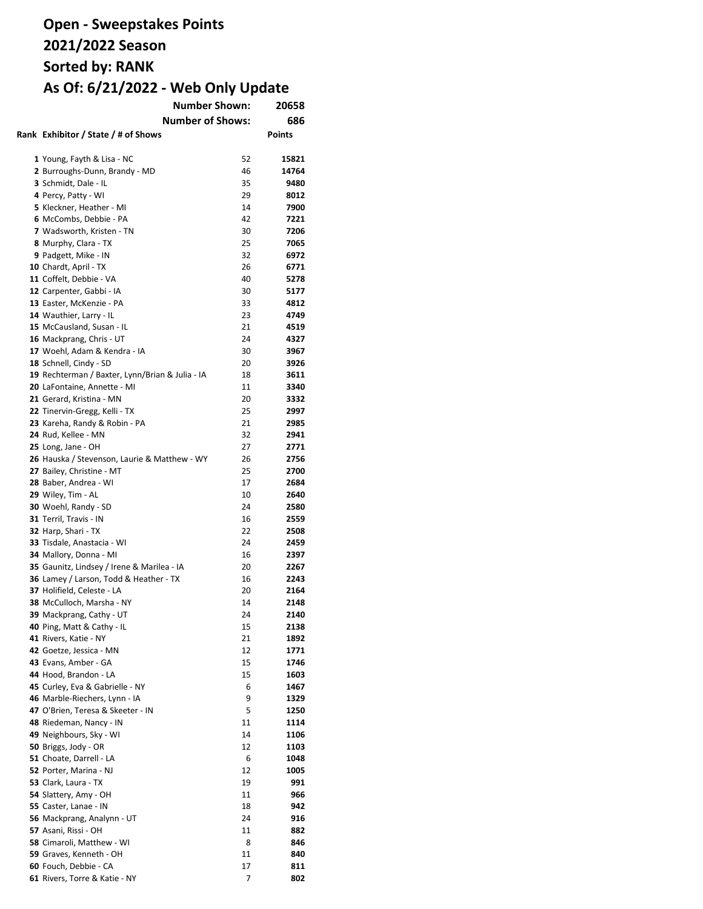# Open - Sweepstakes Points
# 2021/2022 Season
# Sorted by: RANK
# As Of: 6/21/2022 - Web Only Update

**Number Shown:** 20658

**Number of Shows:** 686

| Rank | Exhibitor / State / # of Shows | | Points |
|---|---|---|---|
| 1 | Young, Fayth & Lisa - NC | 52 | 15821 |
| 2 | Burroughs-Dunn, Brandy - MD | 46 | 14764 |
| 3 | Schmidt, Dale - IL | 35 | 9480 |
| 4 | Percy, Patty - WI | 29 | 8012 |
| 5 | Kleckner, Heather - MI | 14 | 7900 |
| 6 | McCombs, Debbie - PA | 42 | 7221 |
| 7 | Wadsworth, Kristen - TN | 30 | 7206 |
| 8 | Murphy, Clara - TX | 25 | 7065 |
| 9 | Padgett, Mike - IN | 32 | 6972 |
| 10 | Chardt, April - TX | 26 | 6771 |
| 11 | Coffelt, Debbie - VA | 40 | 5278 |
| 12 | Carpenter, Gabbi - IA | 30 | 5177 |
| 13 | Easter, McKenzie - PA | 33 | 4812 |
| 14 | Wauthier, Larry - IL | 23 | 4749 |
| 15 | McCausland, Susan - IL | 21 | 4519 |
| 16 | Mackprang, Chris - UT | 24 | 4327 |
| 17 | Woehl, Adam & Kendra - IA | 30 | 3967 |
| 18 | Schnell, Cindy - SD | 20 | 3926 |
| 19 | Rechterman / Baxter, Lynn/Brian & Julia - IA | 18 | 3611 |
| 20 | LaFontaine, Annette - MI | 11 | 3340 |
| 21 | Gerard, Kristina - MN | 20 | 3332 |
| 22 | Tinervin-Gregg, Kelli - TX | 25 | 2997 |
| 23 | Kareha, Randy & Robin - PA | 21 | 2985 |
| 24 | Rud, Kellee - MN | 32 | 2941 |
| 25 | Long, Jane - OH | 27 | 2771 |
| 26 | Hauska / Stevenson, Laurie & Matthew - WY | 26 | 2756 |
| 27 | Bailey, Christine - MT | 25 | 2700 |
| 28 | Baber, Andrea - WI | 17 | 2684 |
| 29 | Wiley, Tim - AL | 10 | 2640 |
| 30 | Woehl, Randy - SD | 24 | 2580 |
| 31 | Terril, Travis - IN | 16 | 2559 |
| 32 | Harp, Shari - TX | 22 | 2508 |
| 33 | Tisdale, Anastacia - WI | 24 | 2459 |
| 34 | Mallory, Donna - MI | 16 | 2397 |
| 35 | Gaunitz, Lindsey / Irene & Marilea - IA | 20 | 2267 |
| 36 | Lamey / Larson, Todd & Heather - TX | 16 | 2243 |
| 37 | Holifield, Celeste - LA | 20 | 2164 |
| 38 | McCulloch, Marsha - NY | 14 | 2148 |
| 39 | Mackprang, Cathy - UT | 24 | 2140 |
| 40 | Ping, Matt & Cathy - IL | 15 | 2138 |
| 41 | Rivers, Katie - NY | 21 | 1892 |
| 42 | Goetze, Jessica - MN | 12 | 1771 |
| 43 | Evans, Amber - GA | 15 | 1746 |
| 44 | Hood, Brandon - LA | 15 | 1603 |
| 45 | Curley, Eva & Gabrielle - NY | 6 | 1467 |
| 46 | Marble-Riechers, Lynn - IA | 9 | 1329 |
| 47 | O'Brien, Teresa & Skeeter - IN | 5 | 1250 |
| 48 | Riedeman, Nancy - IN | 11 | 1114 |
| 49 | Neighbours, Sky - WI | 14 | 1106 |
| 50 | Briggs, Jody - OR | 12 | 1103 |
| 51 | Choate, Darrell - LA | 6 | 1048 |
| 52 | Porter, Marina - NJ | 12 | 1005 |
| 53 | Clark, Laura - TX | 19 | 991 |
| 54 | Slattery, Amy - OH | 11 | 966 |
| 55 | Caster, Lanae - IN | 18 | 942 |
| 56 | Mackprang, Analynn - UT | 24 | 916 |
| 57 | Asani, Rissi - OH | 11 | 882 |
| 58 | Cimaroli, Matthew - WI | 8 | 846 |
| 59 | Graves, Kenneth - OH | 11 | 840 |
| 60 | Fouch, Debbie - CA | 17 | 811 |
| 61 | Rivers, Torre & Katie - NY | 7 | 802 |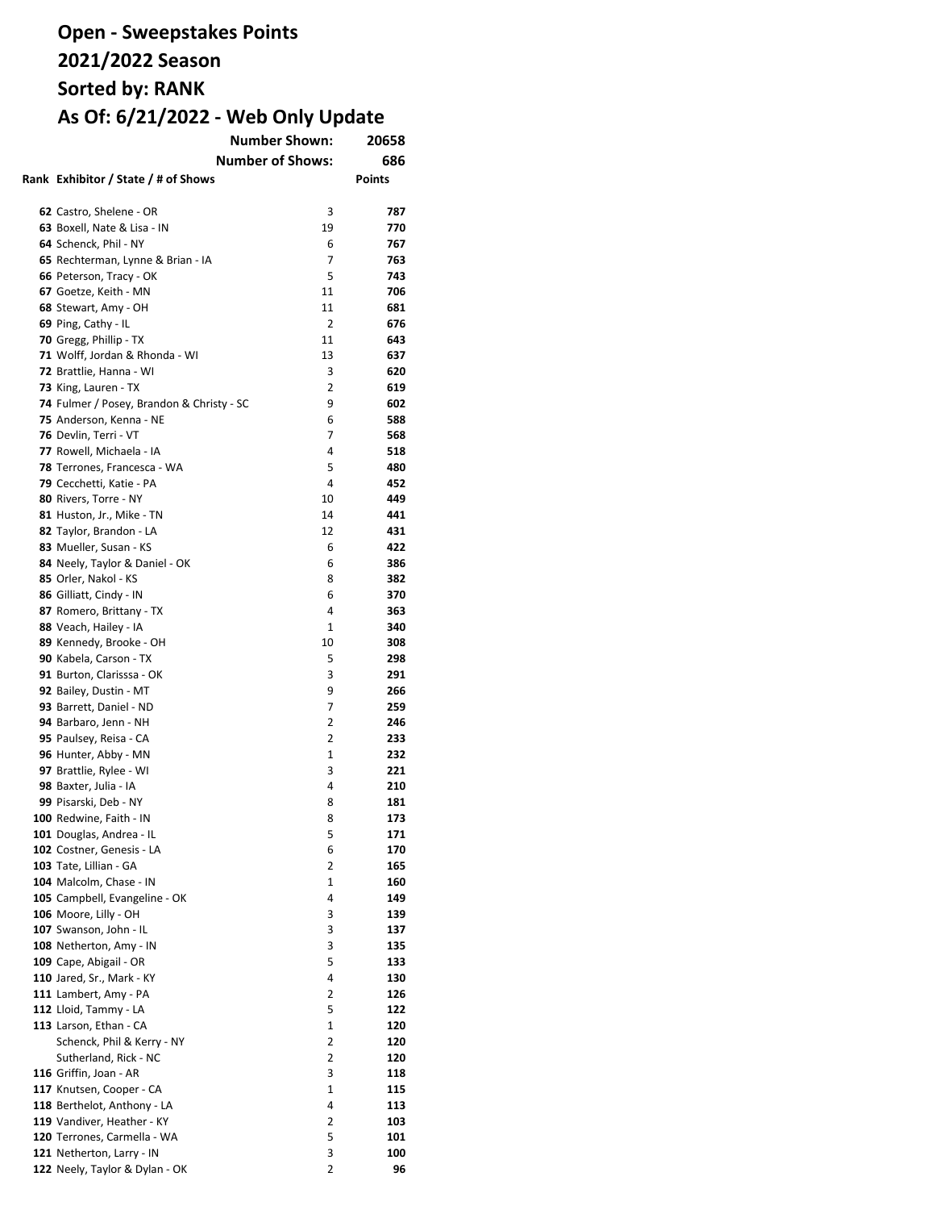# Open - Sweepstakes Points
# 2021/2022 Season
# Sorted by: RANK
# As Of: 6/21/2022 - Web Only Update

**Number Shown:** 20658

**Number of Shows:** 686

| Rank | Exhibitor / State / # of Shows | | Points |
|---|---|---|---|
| 62 | Castro, Shelene - OR | 3 | 787 |
| 63 | Boxell, Nate & Lisa - IN | 19 | 770 |
| 64 | Schenck, Phil - NY | 6 | 767 |
| 65 | Rechterman, Lynne & Brian - IA | 7 | 763 |
| 66 | Peterson, Tracy - OK | 5 | 743 |
| 67 | Goetze, Keith - MN | 11 | 706 |
| 68 | Stewart, Amy - OH | 11 | 681 |
| 69 | Ping, Cathy - IL | 2 | 676 |
| 70 | Gregg, Phillip - TX | 11 | 643 |
| 71 | Wolff, Jordan & Rhonda - WI | 13 | 637 |
| 72 | Brattlie, Hanna - WI | 3 | 620 |
| 73 | King, Lauren - TX | 2 | 619 |
| 74 | Fulmer / Posey, Brandon & Christy - SC | 9 | 602 |
| 75 | Anderson, Kenna - NE | 6 | 588 |
| 76 | Devlin, Terri - VT | 7 | 568 |
| 77 | Rowell, Michaela - IA | 4 | 518 |
| 78 | Terrones, Francesca - WA | 5 | 480 |
| 79 | Cecchetti, Katie - PA | 4 | 452 |
| 80 | Rivers, Torre - NY | 10 | 449 |
| 81 | Huston, Jr., Mike - TN | 14 | 441 |
| 82 | Taylor, Brandon - LA | 12 | 431 |
| 83 | Mueller, Susan - KS | 6 | 422 |
| 84 | Neely, Taylor & Daniel - OK | 6 | 386 |
| 85 | Orler, Nakol - KS | 8 | 382 |
| 86 | Gilliatt, Cindy - IN | 6 | 370 |
| 87 | Romero, Brittany - TX | 4 | 363 |
| 88 | Veach, Hailey - IA | 1 | 340 |
| 89 | Kennedy, Brooke - OH | 10 | 308 |
| 90 | Kabela, Carson - TX | 5 | 298 |
| 91 | Burton, Clarisssa - OK | 3 | 291 |
| 92 | Bailey, Dustin - MT | 9 | 266 |
| 93 | Barrett, Daniel - ND | 7 | 259 |
| 94 | Barbaro, Jenn - NH | 2 | 246 |
| 95 | Paulsey, Reisa - CA | 2 | 233 |
| 96 | Hunter, Abby - MN | 1 | 232 |
| 97 | Brattlie, Rylee - WI | 3 | 221 |
| 98 | Baxter, Julia - IA | 4 | 210 |
| 99 | Pisarski, Deb - NY | 8 | 181 |
| 100 | Redwine, Faith - IN | 8 | 173 |
| 101 | Douglas, Andrea - IL | 5 | 171 |
| 102 | Costner, Genesis - LA | 6 | 170 |
| 103 | Tate, Lillian - GA | 2 | 165 |
| 104 | Malcolm, Chase - IN | 1 | 160 |
| 105 | Campbell, Evangeline - OK | 4 | 149 |
| 106 | Moore, Lilly - OH | 3 | 139 |
| 107 | Swanson, John - IL | 3 | 137 |
| 108 | Netherton, Amy - IN | 3 | 135 |
| 109 | Cape, Abigail - OR | 5 | 133 |
| 110 | Jared, Sr., Mark - KY | 4 | 130 |
| 111 | Lambert, Amy - PA | 2 | 126 |
| 112 | Lloid, Tammy - LA | 5 | 122 |
| 113 | Larson, Ethan - CA | 1 | 120 |
| | Schenck, Phil & Kerry - NY | 2 | 120 |
| | Sutherland, Rick - NC | 2 | 120 |
| 116 | Griffin, Joan - AR | 3 | 118 |
| 117 | Knutsen, Cooper - CA | 1 | 115 |
| 118 | Berthelot, Anthony - LA | 4 | 113 |
| 119 | Vandiver, Heather - KY | 2 | 103 |
| 120 | Terrones, Carmella - WA | 5 | 101 |
| 121 | Netherton, Larry - IN | 3 | 100 |
| 122 | Neely, Taylor & Dylan - OK | 2 | 96 |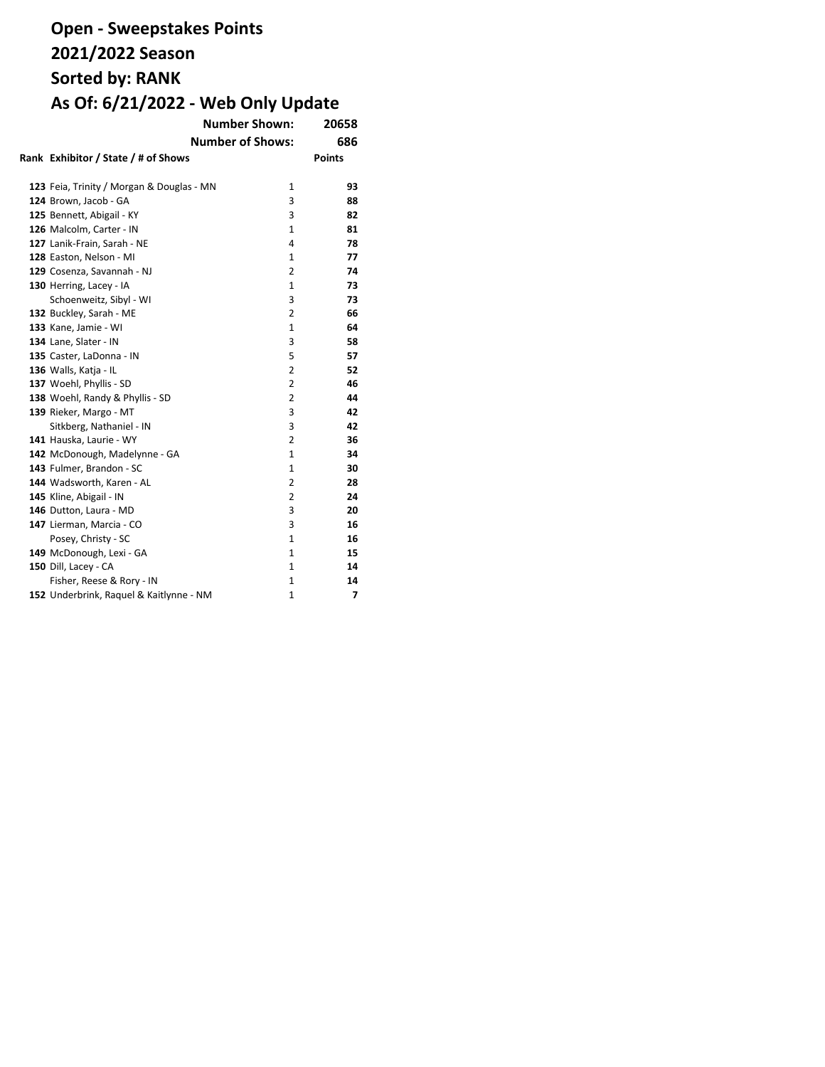# Open - Sweepstakes Points
# 2021/2022 Season
# Sorted by: RANK
# As Of: 6/21/2022 - Web Only Update

**Number Shown:** 20658

**Number of Shows:** 686

| Rank | Exhibitor / State / # of Shows | | Points |
|---|---|---|---|
| **123** | Feia, Trinity / Morgan & Douglas - MN | 1 | **93** |
| **124** | Brown, Jacob - GA | 3 | **88** |
| **125** | Bennett, Abigail - KY | 3 | **82** |
| **126** | Malcolm, Carter - IN | 1 | **81** |
| **127** | Lanik-Frain, Sarah - NE | 4 | **78** |
| **128** | Easton, Nelson - MI | 1 | **77** |
| **129** | Cosenza, Savannah - NJ | 2 | **74** |
| **130** | Herring, Lacey - IA | 1 | **73** |
| | Schoenweitz, Sibyl - WI | 3 | **73** |
| **132** | Buckley, Sarah - ME | 2 | **66** |
| **133** | Kane, Jamie - WI | 1 | **64** |
| **134** | Lane, Slater - IN | 3 | **58** |
| **135** | Caster, LaDonna - IN | 5 | **57** |
| **136** | Walls, Katja - IL | 2 | **52** |
| **137** | Woehl, Phyllis - SD | 2 | **46** |
| **138** | Woehl, Randy & Phyllis - SD | 2 | **44** |
| **139** | Rieker, Margo - MT | 3 | **42** |
| | Sitkberg, Nathaniel - IN | 3 | **42** |
| **141** | Hauska, Laurie - WY | 2 | **36** |
| **142** | McDonough, Madelynne - GA | 1 | **34** |
| **143** | Fulmer, Brandon - SC | 1 | **30** |
| **144** | Wadsworth, Karen - AL | 2 | **28** |
| **145** | Kline, Abigail - IN | 2 | **24** |
| **146** | Dutton, Laura - MD | 3 | **20** |
| **147** | Lierman, Marcia - CO | 3 | **16** |
| | Posey, Christy - SC | 1 | **16** |
| **149** | McDonough, Lexi - GA | 1 | **15** |
| **150** | Dill, Lacey - CA | 1 | **14** |
| | Fisher, Reese & Rory - IN | 1 | **14** |
| **152** | Underbrink, Raquel & Kaitlynne - NM | 1 | **7** |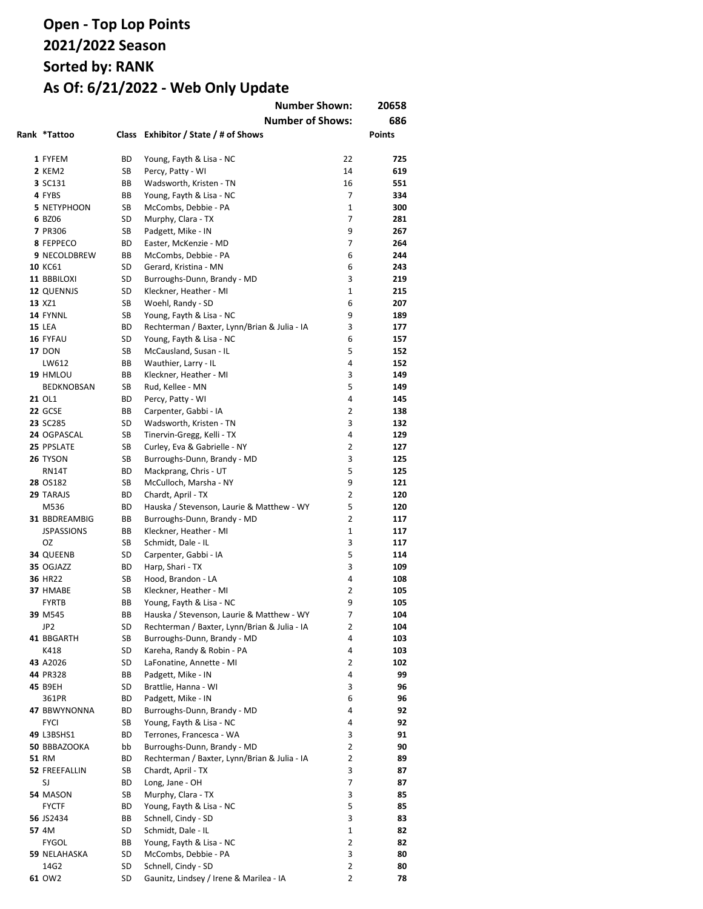# Open - Top Lop Points
# 2021/2022 Season
# Sorted by: RANK
# As Of: 6/21/2022 - Web Only Update

**Number Shown: 20658**

**Number of Shows: 686**

| Rank | *Tattoo | Class | Exhibitor / State / # of Shows | | Points |
|---|---|---|---|---|---|
| **1** | FYFEM | BD | Young, Fayth & Lisa - NC | 22 | **725** |
| **2** | KEM2 | SB | Percy, Patty - WI | 14 | **619** |
| **3** | SC131 | BB | Wadsworth, Kristen - TN | 16 | **551** |
| **4** | FYBS | BB | Young, Fayth & Lisa - NC | 7 | **334** |
| **5** | NETYPHOON | SB | McCombs, Debbie - PA | 1 | **300** |
| **6** | BZ06 | SD | Murphy, Clara - TX | 7 | **281** |
| **7** | PR306 | SB | Padgett, Mike - IN | 9 | **267** |
| **8** | FEPPECO | BD | Easter, McKenzie - MD | 7 | **264** |
| **9** | NECOLDBREW | BB | McCombs, Debbie - PA | 6 | **244** |
| **10** | KC61 | SD | Gerard, Kristina - MN | 6 | **243** |
| **11** | BBBILOXI | SD | Burroughs-Dunn, Brandy - MD | 3 | **219** |
| **12** | QUENNJS | SD | Kleckner, Heather - MI | 1 | **215** |
| **13** | XZ1 | SB | Woehl, Randy - SD | 6 | **207** |
| **14** | FYNNL | SB | Young, Fayth & Lisa - NC | 9 | **189** |
| **15** | LEA | BD | Rechterman / Baxter, Lynn/Brian & Julia - IA | 3 | **177** |
| **16** | FYFAU | SD | Young, Fayth & Lisa - NC | 6 | **157** |
| **17** | DON | SB | McCausland, Susan - IL | 5 | **152** |
| | LW612 | BB | Wauthier, Larry - IL | 4 | **152** |
| **19** | HMLOU | BB | Kleckner, Heather - MI | 3 | **149** |
| | BEDKNOBSAN | SB | Rud, Kellee - MN | 5 | **149** |
| **21** | OL1 | BD | Percy, Patty - WI | 4 | **145** |
| **22** | GCSE | BB | Carpenter, Gabbi - IA | 2 | **138** |
| **23** | SC285 | SD | Wadsworth, Kristen - TN | 3 | **132** |
| **24** | OGPASCAL | SB | Tinervin-Gregg, Kelli - TX | 4 | **129** |
| **25** | PPSLATE | SB | Curley, Eva & Gabrielle - NY | 2 | **127** |
| **26** | TYSON | SB | Burroughs-Dunn, Brandy - MD | 3 | **125** |
| | RN14T | BD | Mackprang, Chris - UT | 5 | **125** |
| **28** | OS182 | SB | McCulloch, Marsha - NY | 9 | **121** |
| **29** | TARAJS | BD | Chardt, April - TX | 2 | **120** |
| | M536 | BD | Hauska / Stevenson, Laurie & Matthew - WY | 5 | **120** |
| **31** | BBDREAMBIG | BB | Burroughs-Dunn, Brandy - MD | 2 | **117** |
| | JSPASSIONS | BB | Kleckner, Heather - MI | 1 | **117** |
| | OZ | SB | Schmidt, Dale - IL | 3 | **117** |
| **34** | QUEENB | SD | Carpenter, Gabbi - IA | 5 | **114** |
| **35** | OGJAZZ | BD | Harp, Shari - TX | 3 | **109** |
| **36** | HR22 | SB | Hood, Brandon - LA | 4 | **108** |
| **37** | HMABE | SB | Kleckner, Heather - MI | 2 | **105** |
| | FYRTB | BB | Young, Fayth & Lisa - NC | 9 | **105** |
| **39** | M545 | BB | Hauska / Stevenson, Laurie & Matthew - WY | 7 | **104** |
| | JP2 | SD | Rechterman / Baxter, Lynn/Brian & Julia - IA | 2 | **104** |
| **41** | BBGARTH | SB | Burroughs-Dunn, Brandy - MD | 4 | **103** |
| | K418 | SD | Kareha, Randy & Robin - PA | 4 | **103** |
| **43** | A2026 | SD | LaFonatine, Annette - MI | 2 | **102** |
| **44** | PR328 | BB | Padgett, Mike - IN | 4 | **99** |
| **45** | B9EH | SD | Brattlie, Hanna - WI | 3 | **96** |
| | 361PR | BD | Padgett, Mike - IN | 6 | **96** |
| **47** | BBWYNONNA | BD | Burroughs-Dunn, Brandy - MD | 4 | **92** |
| | FYCI | SB | Young, Fayth & Lisa - NC | 4 | **92** |
| **49** | L3BSHS1 | BD | Terrones, Francesca - WA | 3 | **91** |
| **50** | BBBAZOOKA | bb | Burroughs-Dunn, Brandy - MD | 2 | **90** |
| **51** | RM | BD | Rechterman / Baxter, Lynn/Brian & Julia - IA | 2 | **89** |
| **52** | FREEFALLIN | SB | Chardt, April - TX | 3 | **87** |
| | SJ | BD | Long, Jane - OH | 7 | **87** |
| **54** | MASON | SB | Murphy, Clara - TX | 3 | **85** |
| | FYCTF | BD | Young, Fayth & Lisa - NC | 5 | **85** |
| **56** | JS2434 | BB | Schnell, Cindy - SD | 3 | **83** |
| **57** | 4M | SD | Schmidt, Dale - IL | 1 | **82** |
| | FYGOL | BB | Young, Fayth & Lisa - NC | 2 | **82** |
| **59** | NELAHASKA | SD | McCombs, Debbie - PA | 3 | **80** |
| | 14G2 | SD | Schnell, Cindy - SD | 2 | **80** |
| **61** | OW2 | SD | Gaunitz, Lindsey / Irene & Marilea - IA | 2 | **78** |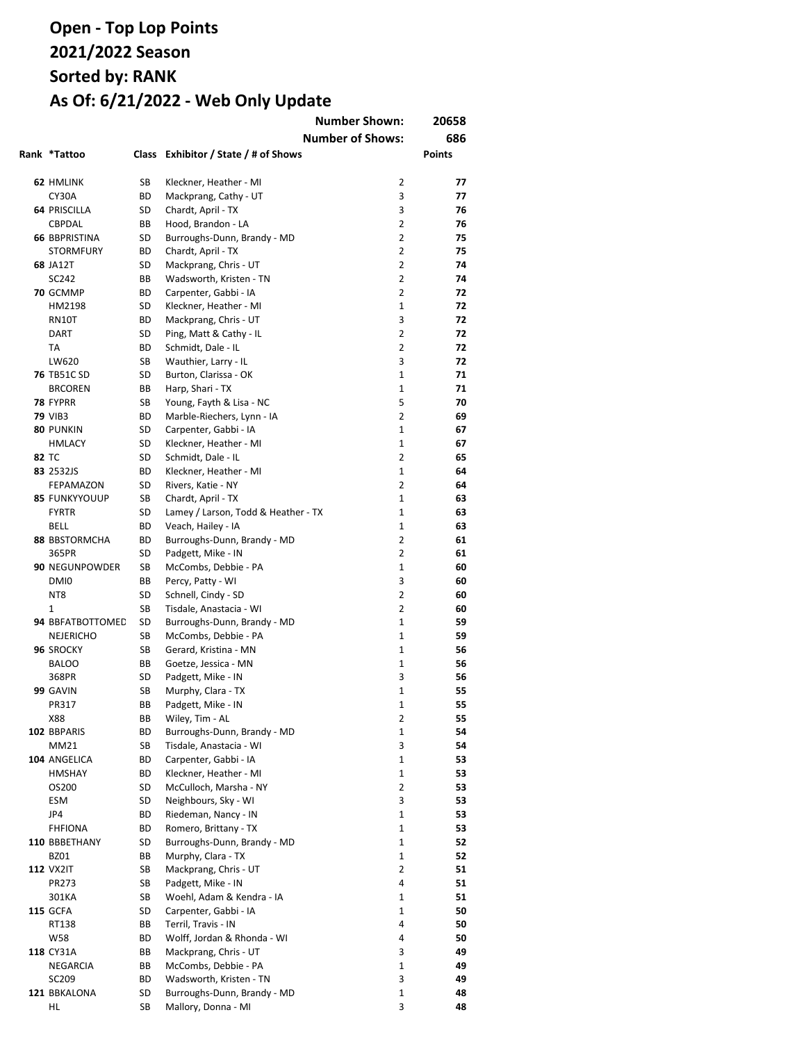# Open - Top Lop Points
# 2021/2022 Season
# Sorted by: RANK
# As Of: 6/21/2022 - Web Only Update

Number Shown: 20658

Number of Shows: 686

| Rank | *Tattoo | Class | Exhibitor / State / # of Shows | | Points |
|---|---|---|---|---|---|
| 62 | HMLINK | SB | Kleckner, Heather - MI | 2 | 77 |
| | CY30A | BD | Mackprang, Cathy - UT | 3 | 77 |
| 64 | PRISCILLA | SD | Chardt, April - TX | 3 | 76 |
| | CBPDAL | BB | Hood, Brandon - LA | 2 | 76 |
| 66 | BBPRISTINA | SD | Burroughs-Dunn, Brandy - MD | 2 | 75 |
| | STORMFURY | BD | Chardt, April - TX | 2 | 75 |
| 68 | JA12T | SD | Mackprang, Chris - UT | 2 | 74 |
| | SC242 | BB | Wadsworth, Kristen - TN | 2 | 74 |
| 70 | GCMMP | BD | Carpenter, Gabbi - IA | 2 | 72 |
| | HM2198 | SD | Kleckner, Heather - MI | 1 | 72 |
| | RN10T | BD | Mackprang, Chris - UT | 3 | 72 |
| | DART | SD | Ping, Matt & Cathy - IL | 2 | 72 |
| | TA | BD | Schmidt, Dale - IL | 2 | 72 |
| | LW620 | SB | Wauthier, Larry - IL | 3 | 72 |
| 76 | TB51C SD | SD | Burton, Clarissa - OK | 1 | 71 |
| | BRCOREN | BB | Harp, Shari - TX | 1 | 71 |
| 78 | FYPRR | SB | Young, Fayth & Lisa - NC | 5 | 70 |
| 79 | VIB3 | BD | Marble-Riechers, Lynn - IA | 2 | 69 |
| 80 | PUNKIN | SD | Carpenter, Gabbi - IA | 1 | 67 |
| | HMLACY | SD | Kleckner, Heather - MI | 1 | 67 |
| 82 | TC | SD | Schmidt, Dale - IL | 2 | 65 |
| 83 | 2532JS | BD | Kleckner, Heather - MI | 1 | 64 |
| | FEPAMAZON | SD | Rivers, Katie - NY | 2 | 64 |
| 85 | FUNKYYOUUP | SB | Chardt, April - TX | 1 | 63 |
| | FYRTR | SD | Lamey / Larson, Todd & Heather - TX | 1 | 63 |
| | BELL | BD | Veach, Hailey - IA | 1 | 63 |
| 88 | BBSTORMCHA | BD | Burroughs-Dunn, Brandy - MD | 2 | 61 |
| | 365PR | SD | Padgett, Mike - IN | 2 | 61 |
| 90 | NEGUNPOWDER | SB | McCombs, Debbie - PA | 1 | 60 |
| | DMI0 | BB | Percy, Patty - WI | 3 | 60 |
| | NT8 | SD | Schnell, Cindy - SD | 2 | 60 |
| | 1 | SB | Tisdale, Anastacia - WI | 2 | 60 |
| 94 | BBFATBOTTOMED | SD | Burroughs-Dunn, Brandy - MD | 1 | 59 |
| | NEJERICHO | SB | McCombs, Debbie - PA | 1 | 59 |
| 96 | SROCKY | SB | Gerard, Kristina - MN | 1 | 56 |
| | BALOO | BB | Goetze, Jessica - MN | 1 | 56 |
| | 368PR | SD | Padgett, Mike - IN | 3 | 56 |
| 99 | GAVIN | SB | Murphy, Clara - TX | 1 | 55 |
| | PR317 | BB | Padgett, Mike - IN | 1 | 55 |
| | X88 | BB | Wiley, Tim - AL | 2 | 55 |
| 102 | BBPARIS | BD | Burroughs-Dunn, Brandy - MD | 1 | 54 |
| | MM21 | SB | Tisdale, Anastacia - WI | 3 | 54 |
| 104 | ANGELICA | BD | Carpenter, Gabbi - IA | 1 | 53 |
| | HMSHAY | BD | Kleckner, Heather - MI | 1 | 53 |
| | OS200 | SD | McCulloch, Marsha - NY | 2 | 53 |
| | ESM | SD | Neighbours, Sky - WI | 3 | 53 |
| | JP4 | BD | Riedeman, Nancy - IN | 1 | 53 |
| | FHFIONA | BD | Romero, Brittany - TX | 1 | 53 |
| 110 | BBBETHANY | SD | Burroughs-Dunn, Brandy - MD | 1 | 52 |
| | BZ01 | BB | Murphy, Clara - TX | 1 | 52 |
| 112 | VX2IT | SB | Mackprang, Chris - UT | 2 | 51 |
| | PR273 | SB | Padgett, Mike - IN | 4 | 51 |
| | 301KA | SB | Woehl, Adam & Kendra - IA | 1 | 51 |
| 115 | GCFA | SD | Carpenter, Gabbi - IA | 1 | 50 |
| | RT138 | BB | Terril, Travis - IN | 4 | 50 |
| | W58 | BD | Wolff, Jordan & Rhonda - WI | 4 | 50 |
| 118 | CY31A | BB | Mackprang, Chris - UT | 3 | 49 |
| | NEGARCIA | BB | McCombs, Debbie - PA | 1 | 49 |
| | SC209 | BD | Wadsworth, Kristen - TN | 3 | 49 |
| 121 | BBKALONA | SD | Burroughs-Dunn, Brandy - MD | 1 | 48 |
| | HL | SB | Mallory, Donna - MI | 3 | 48 |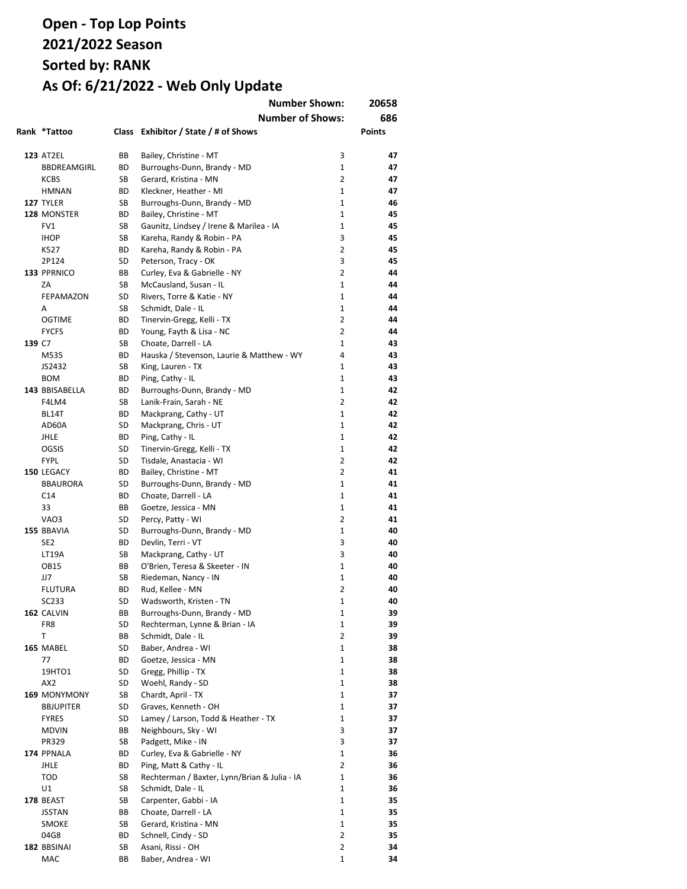# Open - Top Lop Points
# 2021/2022 Season
# Sorted by: RANK
# As Of: 6/21/2022 - Web Only Update

| | | | Number Shown: | 20658 |
|---|---|---|---|---|
| | | | Number of Shows: | 686 |

| Rank | *Tattoo | Class | Exhibitor / State / # of Shows | | Points |
|---|---|---|---|---|---|
| **123** | AT2EL | BB | Bailey, Christine - MT | 3 | **47** |
| | BBDREAMGIRL | BD | Burroughs-Dunn, Brandy - MD | 1 | **47** |
| | KCBS | SB | Gerard, Kristina - MN | 2 | **47** |
| | HMNAN | BD | Kleckner, Heather - MI | 1 | **47** |
| **127** | TYLER | SB | Burroughs-Dunn, Brandy - MD | 1 | **46** |
| **128** | MONSTER | BD | Bailey, Christine - MT | 1 | **45** |
| | FV1 | SB | Gaunitz, Lindsey / Irene & Marilea - IA | 1 | **45** |
| | IHOP | SB | Kareha, Randy & Robin - PA | 3 | **45** |
| | K527 | BD | Kareha, Randy & Robin - PA | 2 | **45** |
| | 2P124 | SD | Peterson, Tracy - OK | 3 | **45** |
| **133** | PPRNICO | BB | Curley, Eva & Gabrielle - NY | 2 | **44** |
| | ZA | SB | McCausland, Susan - IL | 1 | **44** |
| | FEPAMAZON | SD | Rivers, Torre & Katie - NY | 1 | **44** |
| | A | SB | Schmidt, Dale - IL | 1 | **44** |
| | OGTIME | BD | Tinervin-Gregg, Kelli - TX | 2 | **44** |
| | FYCFS | BD | Young, Fayth & Lisa - NC | 2 | **44** |
| **139** | C7 | SB | Choate, Darrell - LA | 1 | **43** |
| | M535 | BD | Hauska / Stevenson, Laurie & Matthew - WY | 4 | **43** |
| | JS2432 | SB | King, Lauren - TX | 1 | **43** |
| | BOM | BD | Ping, Cathy - IL | 1 | **43** |
| **143** | BBISABELLA | BD | Burroughs-Dunn, Brandy - MD | 1 | **42** |
| | F4LM4 | SB | Lanik-Frain, Sarah - NE | 2 | **42** |
| | BL14T | BD | Mackprang, Cathy - UT | 1 | **42** |
| | AD60A | SD | Mackprang, Chris - UT | 1 | **42** |
| | JHLE | BD | Ping, Cathy - IL | 1 | **42** |
| | OGSIS | SD | Tinervin-Gregg, Kelli - TX | 1 | **42** |
| | FYPL | SD | Tisdale, Anastacia - WI | 2 | **42** |
| **150** | LEGACY | BD | Bailey, Christine - MT | 2 | **41** |
| | BBAURORA | SD | Burroughs-Dunn, Brandy - MD | 1 | **41** |
| | C14 | BD | Choate, Darrell - LA | 1 | **41** |
| | 33 | BB | Goetze, Jessica - MN | 1 | **41** |
| | VAO3 | SD | Percy, Patty - WI | 2 | **41** |
| **155** | BBAVIA | SD | Burroughs-Dunn, Brandy - MD | 1 | **40** |
| | SE2 | BD | Devlin, Terri - VT | 3 | **40** |
| | LT19A | SB | Mackprang, Cathy - UT | 3 | **40** |
| | OB15 | BB | O'Brien, Teresa & Skeeter - IN | 1 | **40** |
| | JJ7 | SB | Riedeman, Nancy - IN | 1 | **40** |
| | FLUTURA | BD | Rud, Kellee - MN | 2 | **40** |
| | SC233 | SD | Wadsworth, Kristen - TN | 1 | **40** |
| **162** | CALVIN | BB | Burroughs-Dunn, Brandy - MD | 1 | **39** |
| | FR8 | SD | Rechterman, Lynne & Brian - IA | 1 | **39** |
| | T | BB | Schmidt, Dale - IL | 2 | **39** |
| **165** | MABEL | SD | Baber, Andrea - WI | 1 | **38** |
| | 77 | BD | Goetze, Jessica - MN | 1 | **38** |
| | 19HTO1 | SD | Gregg, Phillip - TX | 1 | **38** |
| | AX2 | SD | Woehl, Randy - SD | 1 | **38** |
| **169** | MONYMONY | SB | Chardt, April - TX | 1 | **37** |
| | BBJUPITER | SD | Graves, Kenneth - OH | 1 | **37** |
| | FYRES | SD | Lamey / Larson, Todd & Heather - TX | 1 | **37** |
| | MDVIN | BB | Neighbours, Sky - WI | 3 | **37** |
| | PR329 | SB | Padgett, Mike - IN | 3 | **37** |
| **174** | PPNALA | BD | Curley, Eva & Gabrielle - NY | 1 | **36** |
| | JHLE | BD | Ping, Matt & Cathy - IL | 2 | **36** |
| | TOD | SB | Rechterman / Baxter, Lynn/Brian & Julia - IA | 1 | **36** |
| | U1 | SB | Schmidt, Dale - IL | 1 | **36** |
| **178** | BEAST | SB | Carpenter, Gabbi - IA | 1 | **35** |
| | JSSTAN | BB | Choate, Darrell - LA | 1 | **35** |
| | SMOKE | SB | Gerard, Kristina - MN | 1 | **35** |
| | 04G8 | BD | Schnell, Cindy - SD | 2 | **35** |
| **182** | BBSINAI | SB | Asani, Rissi - OH | 2 | **34** |
| | MAC | BB | Baber, Andrea - WI | 1 | **34** |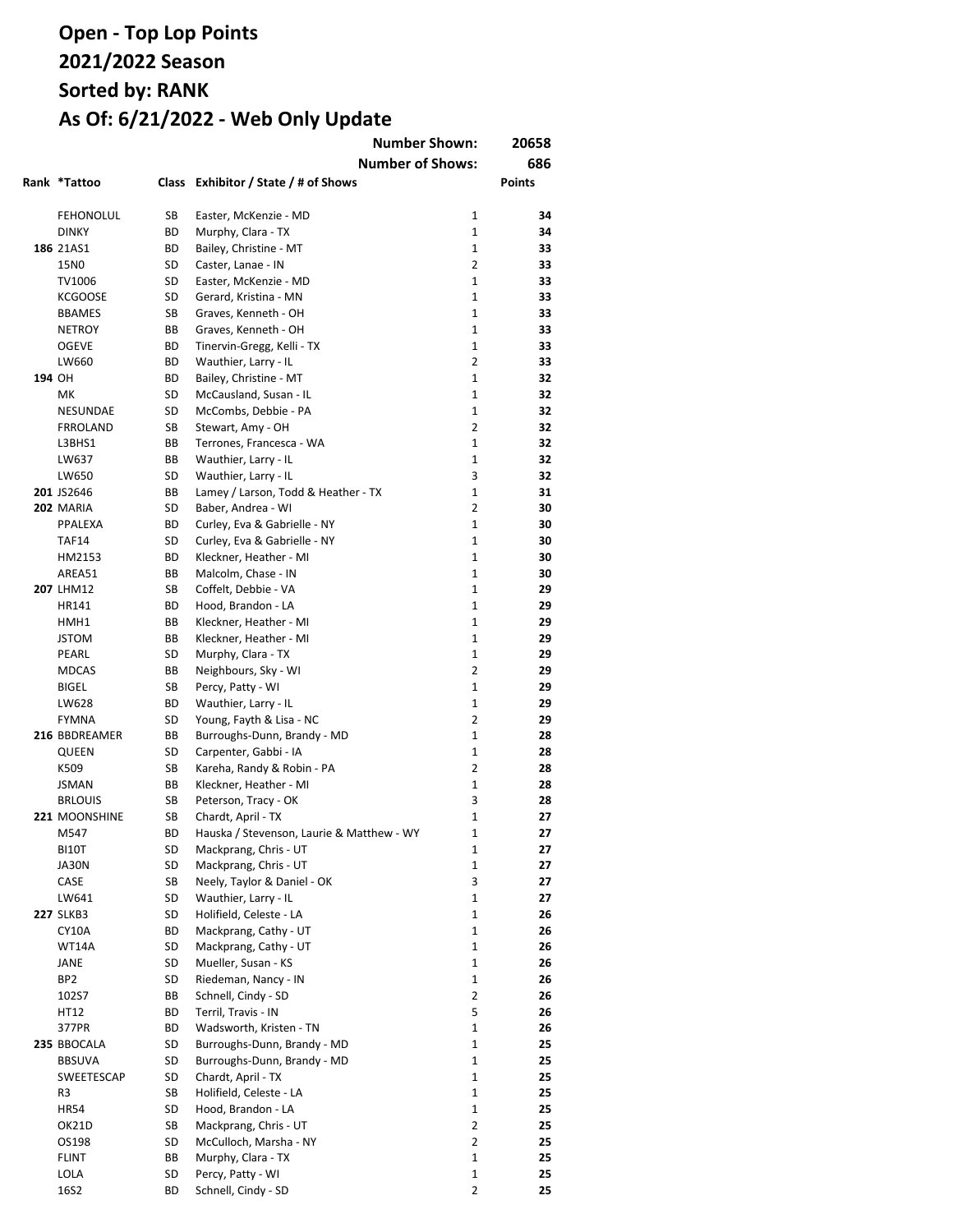# Open - Top Lop Points
# 2021/2022 Season
# Sorted by: RANK
# As Of: 6/21/2022 - Web Only Update

**Number Shown: 20658**
**Number of Shows: 686**

| Rank | *Tattoo | Class | Exhibitor / State / # of Shows | | Points |
|---|---|---|---|---|---|
| | FEHONOLUL | SB | Easter, McKenzie - MD | 1 | **34** |
| | DINKY | BD | Murphy, Clara - TX | 1 | **34** |
| **186** | 21AS1 | BD | Bailey, Christine - MT | 1 | **33** |
| | 15N0 | SD | Caster, Lanae - IN | 2 | **33** |
| | TV1006 | SD | Easter, McKenzie - MD | 1 | **33** |
| | KCGOOSE | SD | Gerard, Kristina - MN | 1 | **33** |
| | BBAMES | SB | Graves, Kenneth - OH | 1 | **33** |
| | NETROY | BB | Graves, Kenneth - OH | 1 | **33** |
| | OGEVE | BD | Tinervin-Gregg, Kelli - TX | 1 | **33** |
| | LW660 | BD | Wauthier, Larry - IL | 2 | **33** |
| **194** | OH | BD | Bailey, Christine - MT | 1 | **32** |
| | MK | SD | McCausland, Susan - IL | 1 | **32** |
| | NESUNDAE | SD | McCombs, Debbie - PA | 1 | **32** |
| | FRROLAND | SB | Stewart, Amy - OH | 2 | **32** |
| | L3BHS1 | BB | Terrones, Francesca - WA | 1 | **32** |
| | LW637 | BB | Wauthier, Larry - IL | 1 | **32** |
| | LW650 | SD | Wauthier, Larry - IL | 3 | **32** |
| **201** | JS2646 | BB | Lamey / Larson, Todd & Heather - TX | 1 | **31** |
| **202** | MARIA | SD | Baber, Andrea - WI | 2 | **30** |
| | PPALEXA | BD | Curley, Eva & Gabrielle - NY | 1 | **30** |
| | TAF14 | SD | Curley, Eva & Gabrielle - NY | 1 | **30** |
| | HM2153 | BD | Kleckner, Heather - MI | 1 | **30** |
| | AREA51 | BB | Malcolm, Chase - IN | 1 | **30** |
| **207** | LHM12 | SB | Coffelt, Debbie - VA | 1 | **29** |
| | HR141 | BD | Hood, Brandon - LA | 1 | **29** |
| | HMH1 | BB | Kleckner, Heather - MI | 1 | **29** |
| | JSTOM | BB | Kleckner, Heather - MI | 1 | **29** |
| | PEARL | SD | Murphy, Clara - TX | 1 | **29** |
| | MDCAS | BB | Neighbours, Sky - WI | 2 | **29** |
| | BIGEL | SB | Percy, Patty - WI | 1 | **29** |
| | LW628 | BD | Wauthier, Larry - IL | 1 | **29** |
| | FYMNA | SD | Young, Fayth & Lisa - NC | 2 | **29** |
| **216** | BBDREAMER | BB | Burroughs-Dunn, Brandy - MD | 1 | **28** |
| | QUEEN | SD | Carpenter, Gabbi - IA | 1 | **28** |
| | K509 | SB | Kareha, Randy & Robin - PA | 2 | **28** |
| | JSMAN | BB | Kleckner, Heather - MI | 1 | **28** |
| | BRLOUIS | SB | Peterson, Tracy - OK | 3 | **28** |
| **221** | MOONSHINE | SB | Chardt, April - TX | 1 | **27** |
| | M547 | BD | Hauska / Stevenson, Laurie & Matthew - WY | 1 | **27** |
| | BI10T | SD | Mackprang, Chris - UT | 1 | **27** |
| | JA30N | SD | Mackprang, Chris - UT | 1 | **27** |
| | CASE | SB | Neely, Taylor & Daniel - OK | 3 | **27** |
| | LW641 | SD | Wauthier, Larry - IL | 1 | **27** |
| **227** | SLKB3 | SD | Holifield, Celeste - LA | 1 | **26** |
| | CY10A | BD | Mackprang, Cathy - UT | 1 | **26** |
| | WT14A | SD | Mackprang, Cathy - UT | 1 | **26** |
| | JANE | SD | Mueller, Susan - KS | 1 | **26** |
| | BP2 | SD | Riedeman, Nancy - IN | 1 | **26** |
| | 102S7 | BB | Schnell, Cindy - SD | 2 | **26** |
| | HT12 | BD | Terril, Travis - IN | 5 | **26** |
| | 377PR | BD | Wadsworth, Kristen - TN | 1 | **26** |
| **235** | BBOCALA | SD | Burroughs-Dunn, Brandy - MD | 1 | **25** |
| | BBSUVA | SD | Burroughs-Dunn, Brandy - MD | 1 | **25** |
| | SWEETESCAP | SD | Chardt, April - TX | 1 | **25** |
| | R3 | SB | Holifield, Celeste - LA | 1 | **25** |
| | HR54 | SD | Hood, Brandon - LA | 1 | **25** |
| | OK21D | SB | Mackprang, Chris - UT | 2 | **25** |
| | OS198 | SD | McCulloch, Marsha - NY | 2 | **25** |
| | FLINT | BB | Murphy, Clara - TX | 1 | **25** |
| | LOLA | SD | Percy, Patty - WI | 1 | **25** |
| | 16S2 | BD | Schnell, Cindy - SD | 2 | **25** |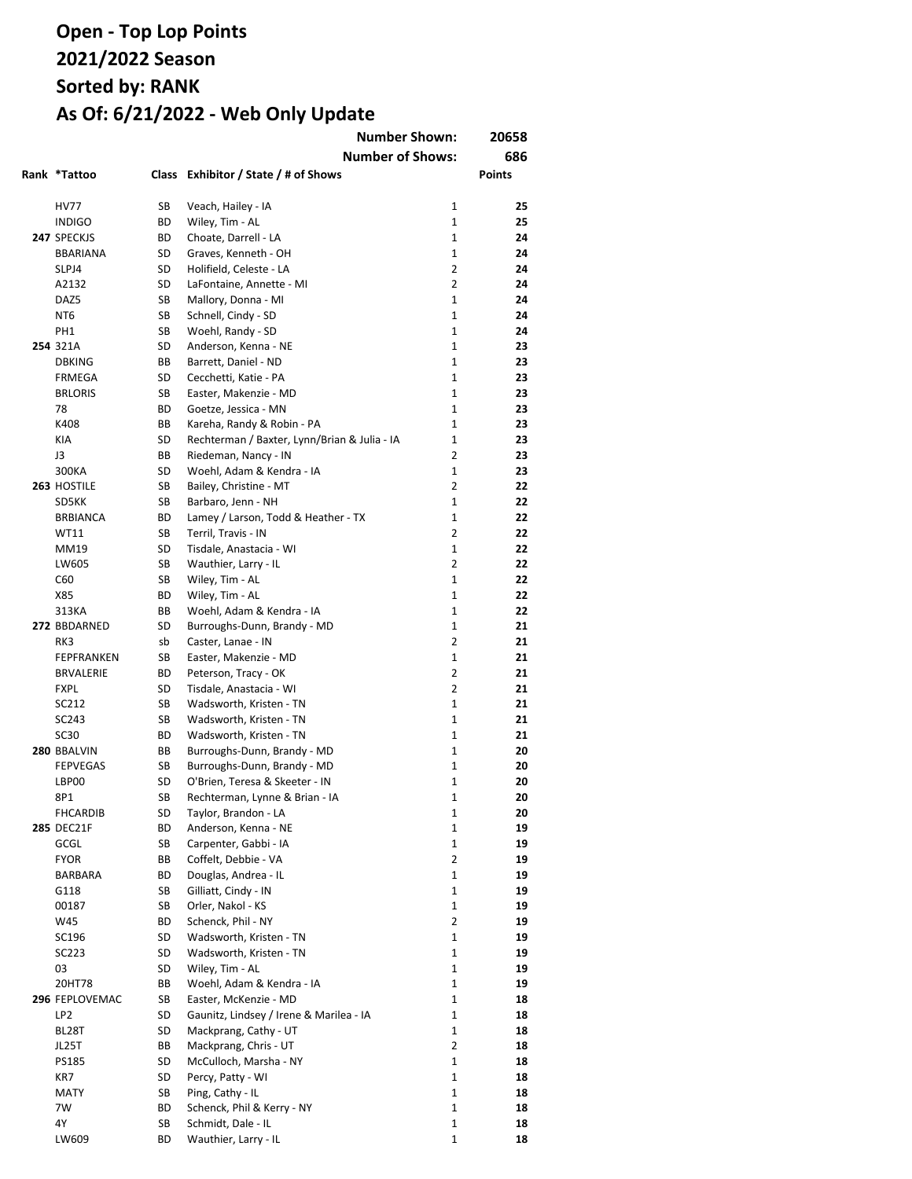# Open - Top Lop Points
# 2021/2022 Season
# Sorted by: RANK
# As Of: 6/21/2022 - Web Only Update

| | | | Number Shown: | 20658 |
|---|---|---|---|---|
| | | | Number of Shows: | 686 |

| Rank | *Tattoo | Class | Exhibitor / State / # of Shows | | Points |
|---|---|---|---|---|---|
| | HV77 | SB | Veach, Hailey - IA | 1 | **25** |
| | INDIGO | BD | Wiley, Tim - AL | 1 | **25** |
| **247** | SPECKJS | BD | Choate, Darrell - LA | 1 | **24** |
| | BBARIANA | SD | Graves, Kenneth - OH | 1 | **24** |
| | SLPJ4 | SD | Holifield, Celeste - LA | 2 | **24** |
| | A2132 | SD | LaFontaine, Annette - MI | 2 | **24** |
| | DAZ5 | SB | Mallory, Donna - MI | 1 | **24** |
| | NT6 | SB | Schnell, Cindy - SD | 1 | **24** |
| | PH1 | SB | Woehl, Randy - SD | 1 | **24** |
| **254** | 321A | SD | Anderson, Kenna - NE | 1 | **23** |
| | DBKING | BB | Barrett, Daniel - ND | 1 | **23** |
| | FRMEGA | SD | Cecchetti, Katie - PA | 1 | **23** |
| | BRLORIS | SB | Easter, Makenzie - MD | 1 | **23** |
| | 78 | BD | Goetze, Jessica - MN | 1 | **23** |
| | K408 | BB | Kareha, Randy & Robin - PA | 1 | **23** |
| | KIA | SD | Rechterman / Baxter, Lynn/Brian & Julia - IA | 1 | **23** |
| | J3 | BB | Riedeman, Nancy - IN | 2 | **23** |
| | 300KA | SD | Woehl, Adam & Kendra - IA | 1 | **23** |
| **263** | HOSTILE | SB | Bailey, Christine - MT | 2 | **22** |
| | SD5KK | SB | Barbaro, Jenn - NH | 1 | **22** |
| | BRBIANCA | BD | Lamey / Larson, Todd & Heather - TX | 1 | **22** |
| | WT11 | SB | Terril, Travis - IN | 2 | **22** |
| | MM19 | SD | Tisdale, Anastacia - WI | 1 | **22** |
| | LW605 | SB | Wauthier, Larry - IL | 2 | **22** |
| | C60 | SB | Wiley, Tim - AL | 1 | **22** |
| | X85 | BD | Wiley, Tim - AL | 1 | **22** |
| | 313KA | BB | Woehl, Adam & Kendra - IA | 1 | **22** |
| **272** | BBDARNED | SD | Burroughs-Dunn, Brandy - MD | 1 | **21** |
| | RK3 | sb | Caster, Lanae - IN | 2 | **21** |
| | FEPFRANKEN | SB | Easter, Makenzie - MD | 1 | **21** |
| | BRVALERIE | BD | Peterson, Tracy - OK | 2 | **21** |
| | FXPL | SD | Tisdale, Anastacia - WI | 2 | **21** |
| | SC212 | SB | Wadsworth, Kristen - TN | 1 | **21** |
| | SC243 | SB | Wadsworth, Kristen - TN | 1 | **21** |
| | SC30 | BD | Wadsworth, Kristen - TN | 1 | **21** |
| **280** | BBALVIN | BB | Burroughs-Dunn, Brandy - MD | 1 | **20** |
| | FEPVEGAS | SB | Burroughs-Dunn, Brandy - MD | 1 | **20** |
| | LBP00 | SD | O'Brien, Teresa & Skeeter - IN | 1 | **20** |
| | 8P1 | SB | Rechterman, Lynne & Brian - IA | 1 | **20** |
| | FHCARDIB | SD | Taylor, Brandon - LA | 1 | **20** |
| **285** | DEC21F | BD | Anderson, Kenna - NE | 1 | **19** |
| | GCGL | SB | Carpenter, Gabbi - IA | 1 | **19** |
| | FYOR | BB | Coffelt, Debbie - VA | 2 | **19** |
| | BARBARA | BD | Douglas, Andrea - IL | 1 | **19** |
| | G118 | SB | Gilliatt, Cindy - IN | 1 | **19** |
| | 00187 | SB | Orler, Nakol - KS | 1 | **19** |
| | W45 | BD | Schenck, Phil - NY | 2 | **19** |
| | SC196 | SD | Wadsworth, Kristen - TN | 1 | **19** |
| | SC223 | SD | Wadsworth, Kristen - TN | 1 | **19** |
| | 03 | SD | Wiley, Tim - AL | 1 | **19** |
| | 20HT78 | BB | Woehl, Adam & Kendra - IA | 1 | **19** |
| **296** | FEPLOVEMAC | SB | Easter, McKenzie - MD | 1 | **18** |
| | LP2 | SD | Gaunitz, Lindsey / Irene & Marilea - IA | 1 | **18** |
| | BL28T | SD | Mackprang, Cathy - UT | 1 | **18** |
| | JL25T | BB | Mackprang, Chris - UT | 2 | **18** |
| | PS185 | SD | McCulloch, Marsha - NY | 1 | **18** |
| | KR7 | SD | Percy, Patty - WI | 1 | **18** |
| | MATY | SB | Ping, Cathy - IL | 1 | **18** |
| | 7W | BD | Schenck, Phil & Kerry - NY | 1 | **18** |
| | 4Y | SB | Schmidt, Dale - IL | 1 | **18** |
| | LW609 | BD | Wauthier, Larry - IL | 1 | **18** |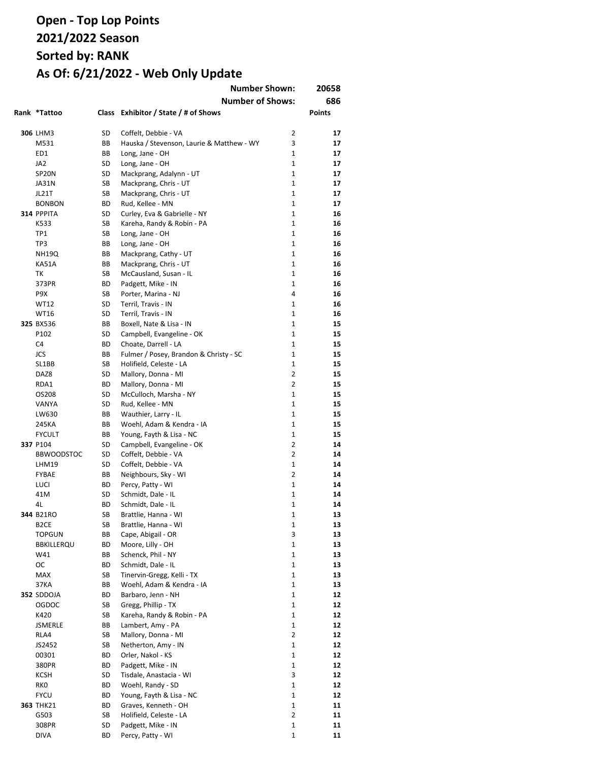# Open - Top Lop Points
# 2021/2022 Season
# Sorted by: RANK
# As Of: 6/21/2022 - Web Only Update

Number Shown: 20658
Number of Shows: 686

| Rank | *Tattoo | Class | Exhibitor / State / # of Shows | | Points |
|---|---|---|---|---|---|
| 306 | LHM3 | SD | Coffelt, Debbie - VA | 2 | 17 |
| | M531 | BB | Hauska / Stevenson, Laurie & Matthew - WY | 3 | 17 |
| | ED1 | BB | Long, Jane - OH | 1 | 17 |
| | JA2 | SD | Long, Jane - OH | 1 | 17 |
| | SP20N | SD | Mackprang, Adalynn - UT | 1 | 17 |
| | JA31N | SB | Mackprang, Chris - UT | 1 | 17 |
| | JL21T | SB | Mackprang, Chris - UT | 1 | 17 |
| | BONBON | BD | Rud, Kellee - MN | 1 | 17 |
| 314 | PPPITA | SD | Curley, Eva & Gabrielle - NY | 1 | 16 |
| | K533 | SB | Kareha, Randy & Robin - PA | 1 | 16 |
| | TP1 | SB | Long, Jane - OH | 1 | 16 |
| | TP3 | BB | Long, Jane - OH | 1 | 16 |
| | NH19Q | BB | Mackprang, Cathy - UT | 1 | 16 |
| | KA51A | BB | Mackprang, Chris - UT | 1 | 16 |
| | TK | SB | McCausland, Susan - IL | 1 | 16 |
| | 373PR | BD | Padgett, Mike - IN | 1 | 16 |
| | P9X | SB | Porter, Marina - NJ | 4 | 16 |
| | WT12 | SD | Terril, Travis - IN | 1 | 16 |
| | WT16 | SD | Terril, Travis - IN | 1 | 16 |
| 325 | BX536 | BB | Boxell, Nate & Lisa - IN | 1 | 15 |
| | P102 | SD | Campbell, Evangeline - OK | 1 | 15 |
| | C4 | BD | Choate, Darrell - LA | 1 | 15 |
| | JCS | BB | Fulmer / Posey, Brandon & Christy - SC | 1 | 15 |
| | SL1BB | SB | Holifield, Celeste - LA | 1 | 15 |
| | DAZ8 | SD | Mallory, Donna - MI | 2 | 15 |
| | RDA1 | BD | Mallory, Donna - MI | 2 | 15 |
| | OS208 | SD | McCulloch, Marsha - NY | 1 | 15 |
| | VANYA | SD | Rud, Kellee - MN | 1 | 15 |
| | LW630 | BB | Wauthier, Larry - IL | 1 | 15 |
| | 245KA | BB | Woehl, Adam & Kendra - IA | 1 | 15 |
| | FYCULT | BB | Young, Fayth & Lisa - NC | 1 | 15 |
| 337 | P104 | SD | Campbell, Evangeline - OK | 2 | 14 |
| | BBWOODSTOC | SD | Coffelt, Debbie - VA | 2 | 14 |
| | LHM19 | SD | Coffelt, Debbie - VA | 1 | 14 |
| | FYBAE | BB | Neighbours, Sky - WI | 2 | 14 |
| | LUCI | BD | Percy, Patty - WI | 1 | 14 |
| | 41M | SD | Schmidt, Dale - IL | 1 | 14 |
| | 4L | BD | Schmidt, Dale - IL | 1 | 14 |
| 344 | B21RO | SB | Brattlie, Hanna - WI | 1 | 13 |
| | B2CE | SB | Brattlie, Hanna - WI | 1 | 13 |
| | TOPGUN | BB | Cape, Abigail - OR | 3 | 13 |
| | BBKILLERQU | BD | Moore, Lilly - OH | 1 | 13 |
| | W41 | BB | Schenck, Phil - NY | 1 | 13 |
| | OC | BD | Schmidt, Dale - IL | 1 | 13 |
| | MAX | SB | Tinervin-Gregg, Kelli - TX | 1 | 13 |
| | 37KA | BB | Woehl, Adam & Kendra - IA | 1 | 13 |
| 352 | SDDOJA | BD | Barbaro, Jenn - NH | 1 | 12 |
| | OGDOC | SB | Gregg, Phillip - TX | 1 | 12 |
| | K420 | SB | Kareha, Randy & Robin - PA | 1 | 12 |
| | JSMERLE | BB | Lambert, Amy - PA | 1 | 12 |
| | RLA4 | SB | Mallory, Donna - MI | 2 | 12 |
| | JS2452 | SB | Netherton, Amy - IN | 1 | 12 |
| | 00301 | BD | Orler, Nakol - KS | 1 | 12 |
| | 380PR | BD | Padgett, Mike - IN | 1 | 12 |
| | KCSH | SD | Tisdale, Anastacia - WI | 3 | 12 |
| | RK0 | BD | Woehl, Randy - SD | 1 | 12 |
| | FYCU | BD | Young, Fayth & Lisa - NC | 1 | 12 |
| 363 | THK21 | BD | Graves, Kenneth - OH | 1 | 11 |
| | G503 | SB | Holifield, Celeste - LA | 2 | 11 |
| | 308PR | SD | Padgett, Mike - IN | 1 | 11 |
| | DIVA | BD | Percy, Patty - WI | 1 | 11 |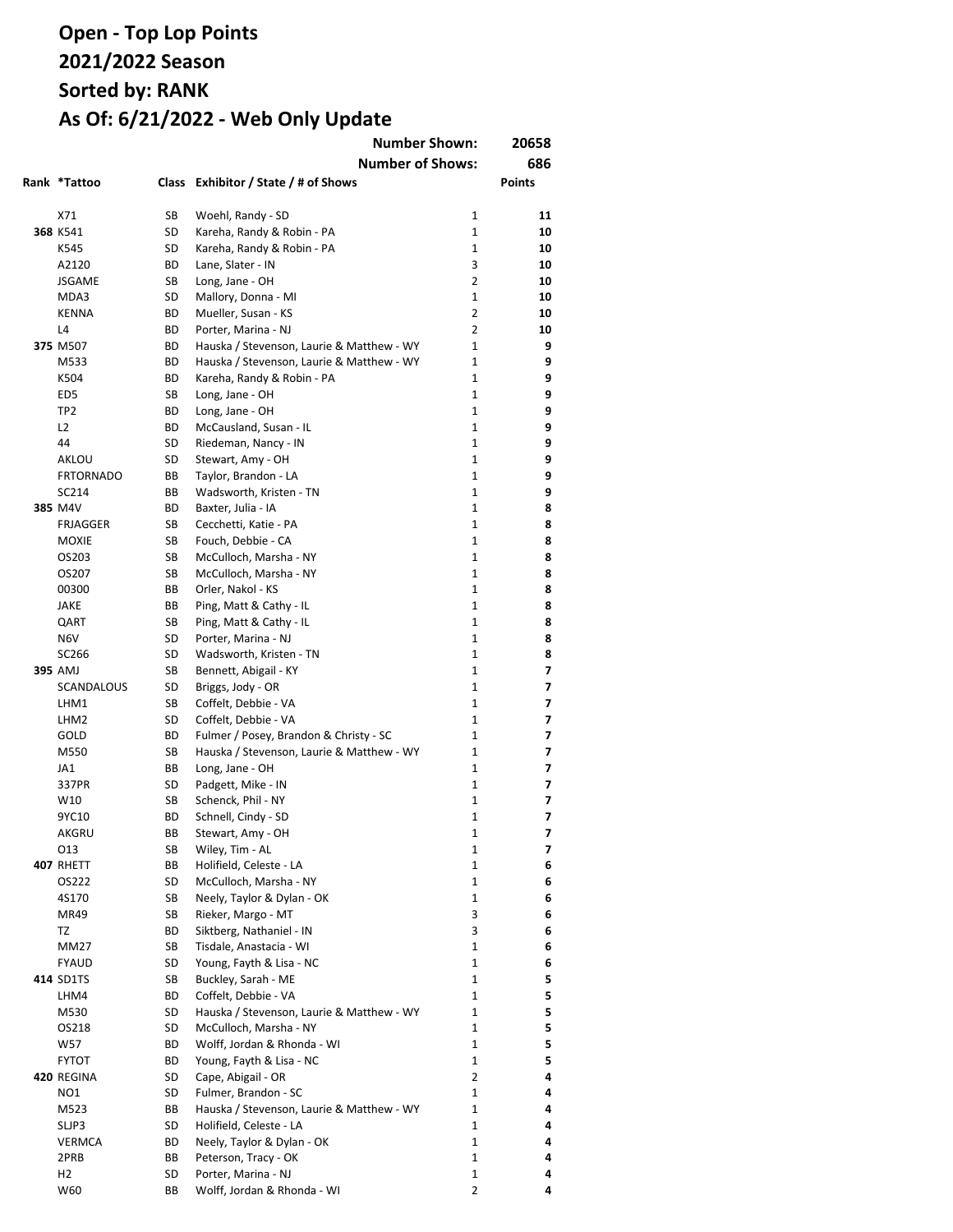# Open - Top Lop Points

## 2021/2022 Season

## Sorted by: RANK

## As Of: 6/21/2022 - Web Only Update

| | | | Number Shown: | | 20658 |
|---|---|---|---|---|---|
| | | | Number of Shows: | | 686 |
| Rank | *Tattoo | Class | Exhibitor / State / # of Shows | | Points |
| | X71 | SB | Woehl, Randy - SD | 1 | **11** |
| 368 | K541 | SD | Kareha, Randy & Robin - PA | 1 | **10** |
| | K545 | SD | Kareha, Randy & Robin - PA | 1 | **10** |
| | A2120 | BD | Lane, Slater - IN | 3 | **10** |
| | JSGAME | SB | Long, Jane - OH | 2 | **10** |
| | MDA3 | SD | Mallory, Donna - MI | 1 | **10** |
| | KENNA | BD | Mueller, Susan - KS | 2 | **10** |
| | L4 | BD | Porter, Marina - NJ | 2 | **10** |
| 375 | M507 | BD | Hauska / Stevenson, Laurie & Matthew - WY | 1 | **9** |
| | M533 | BD | Hauska / Stevenson, Laurie & Matthew - WY | 1 | **9** |
| | K504 | BD | Kareha, Randy & Robin - PA | 1 | **9** |
| | ED5 | SB | Long, Jane - OH | 1 | **9** |
| | TP2 | BD | Long, Jane - OH | 1 | **9** |
| | L2 | BD | McCausland, Susan - IL | 1 | **9** |
| | 44 | SD | Riedeman, Nancy - IN | 1 | **9** |
| | AKLOU | SD | Stewart, Amy - OH | 1 | **9** |
| | FRTORNADO | BB | Taylor, Brandon - LA | 1 | **9** |
| | SC214 | BB | Wadsworth, Kristen - TN | 1 | **9** |
| 385 | M4V | BD | Baxter, Julia - IA | 1 | **8** |
| | FRJAGGER | SB | Cecchetti, Katie - PA | 1 | **8** |
| | MOXIE | SB | Fouch, Debbie - CA | 1 | **8** |
| | OS203 | SB | McCulloch, Marsha - NY | 1 | **8** |
| | OS207 | SB | McCulloch, Marsha - NY | 1 | **8** |
| | 00300 | BB | Orler, Nakol - KS | 1 | **8** |
| | JAKE | BB | Ping, Matt & Cathy - IL | 1 | **8** |
| | QART | SB | Ping, Matt & Cathy - IL | 1 | **8** |
| | N6V | SD | Porter, Marina - NJ | 1 | **8** |
| | SC266 | SD | Wadsworth, Kristen - TN | 1 | **8** |
| 395 | AMJ | SB | Bennett, Abigail - KY | 1 | **7** |
| | SCANDALOUS | SD | Briggs, Jody - OR | 1 | **7** |
| | LHM1 | SB | Coffelt, Debbie - VA | 1 | **7** |
| | LHM2 | SD | Coffelt, Debbie - VA | 1 | **7** |
| | GOLD | BD | Fulmer / Posey, Brandon & Christy - SC | 1 | **7** |
| | M550 | SB | Hauska / Stevenson, Laurie & Matthew - WY | 1 | **7** |
| | JA1 | BB | Long, Jane - OH | 1 | **7** |
| | 337PR | SD | Padgett, Mike - IN | 1 | **7** |
| | W10 | SB | Schenck, Phil - NY | 1 | **7** |
| | 9YC10 | BD | Schnell, Cindy - SD | 1 | **7** |
| | AKGRU | BB | Stewart, Amy - OH | 1 | **7** |
| | O13 | SB | Wiley, Tim - AL | 1 | **7** |
| 407 | RHETT | BB | Holifield, Celeste - LA | 1 | **6** |
| | OS222 | SD | McCulloch, Marsha - NY | 1 | **6** |
| | 4S170 | SB | Neely, Taylor & Dylan - OK | 1 | **6** |
| | MR49 | SB | Rieker, Margo - MT | 3 | **6** |
| | TZ | BD | Siktberg, Nathaniel - IN | 3 | **6** |
| | MM27 | SB | Tisdale, Anastacia - WI | 1 | **6** |
| | FYAUD | SD | Young, Fayth & Lisa - NC | 1 | **6** |
| 414 | SD1TS | SB | Buckley, Sarah - ME | 1 | **5** |
| | LHM4 | BD | Coffelt, Debbie - VA | 1 | **5** |
| | M530 | SD | Hauska / Stevenson, Laurie & Matthew - WY | 1 | **5** |
| | OS218 | SD | McCulloch, Marsha - NY | 1 | **5** |
| | W57 | BD | Wolff, Jordan & Rhonda - WI | 1 | **5** |
| | FYTOT | BD | Young, Fayth & Lisa - NC | 1 | **5** |
| 420 | REGINA | SD | Cape, Abigail - OR | 2 | **4** |
| | NO1 | SD | Fulmer, Brandon - SC | 1 | **4** |
| | M523 | BB | Hauska / Stevenson, Laurie & Matthew - WY | 1 | **4** |
| | SLJP3 | SD | Holifield, Celeste - LA | 1 | **4** |
| | VERMCA | BD | Neely, Taylor & Dylan - OK | 1 | **4** |
| | 2PRB | BB | Peterson, Tracy - OK | 1 | **4** |
| | H2 | SD | Porter, Marina - NJ | 1 | **4** |
| | W60 | BB | Wolff, Jordan & Rhonda - WI | 2 | **4** |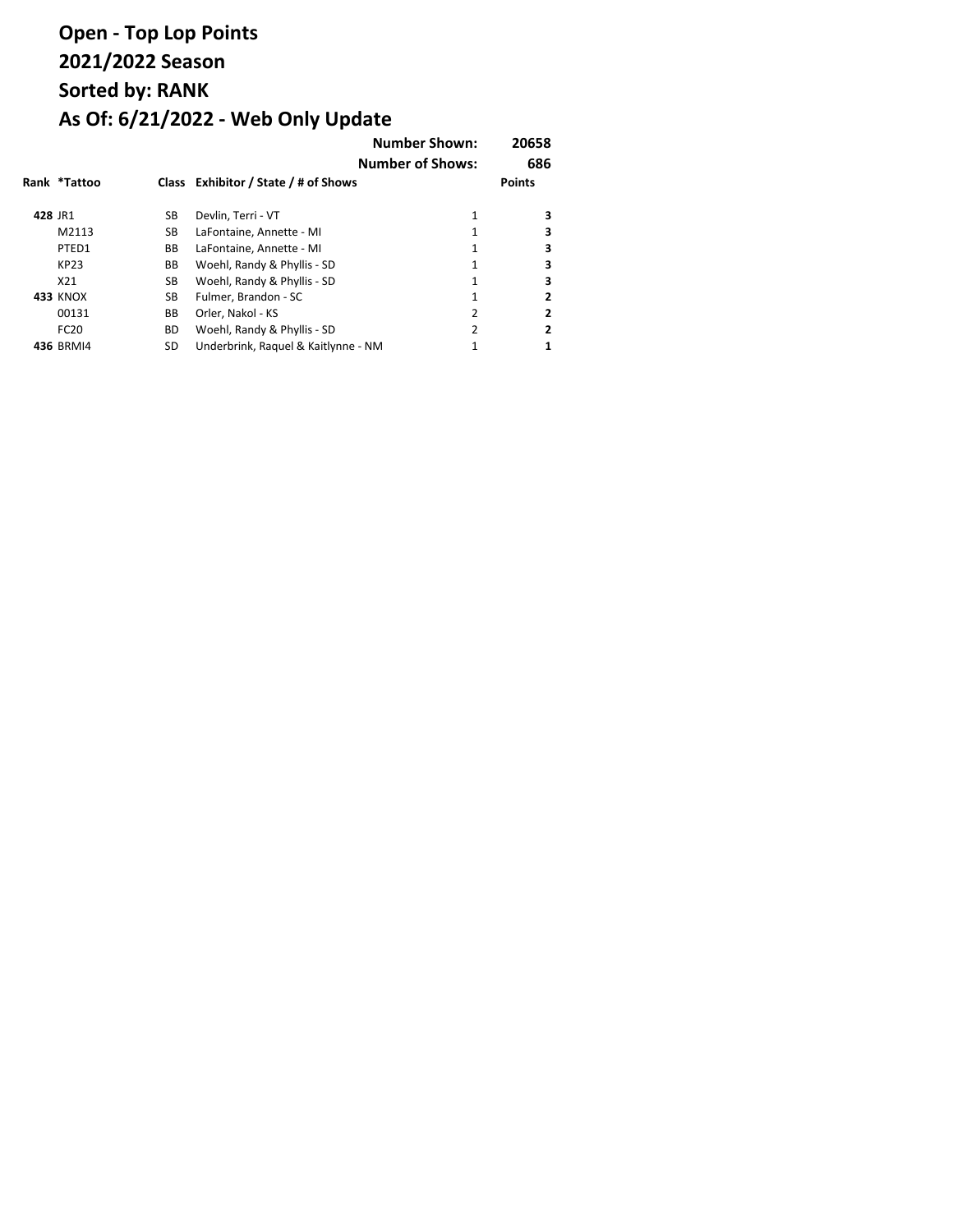# Open - Top Lop Points
# 2021/2022 Season
# Sorted by: RANK
# As Of: 6/21/2022 - Web Only Update

**Number Shown: 20658**

**Number of Shows: 686**

| Rank | *Tattoo | Class | Exhibitor / State / # of Shows | | Points |
|---|---|---|---|---|---|
| **428** | JR1 | SB | Devlin, Terri - VT | 1 | **3** |
| | M2113 | SB | LaFontaine, Annette - MI | 1 | **3** |
| | PTED1 | BB | LaFontaine, Annette - MI | 1 | **3** |
| | KP23 | BB | Woehl, Randy & Phyllis - SD | 1 | **3** |
| | X21 | SB | Woehl, Randy & Phyllis - SD | 1 | **3** |
| **433** | KNOX | SB | Fulmer, Brandon - SC | 1 | **2** |
| | 00131 | BB | Orler, Nakol - KS | 2 | **2** |
| | FC20 | BD | Woehl, Randy & Phyllis - SD | 2 | **2** |
| **436** | BRMI4 | SD | Underbrink, Raquel & Kaitlynne - NM | 1 | **1** |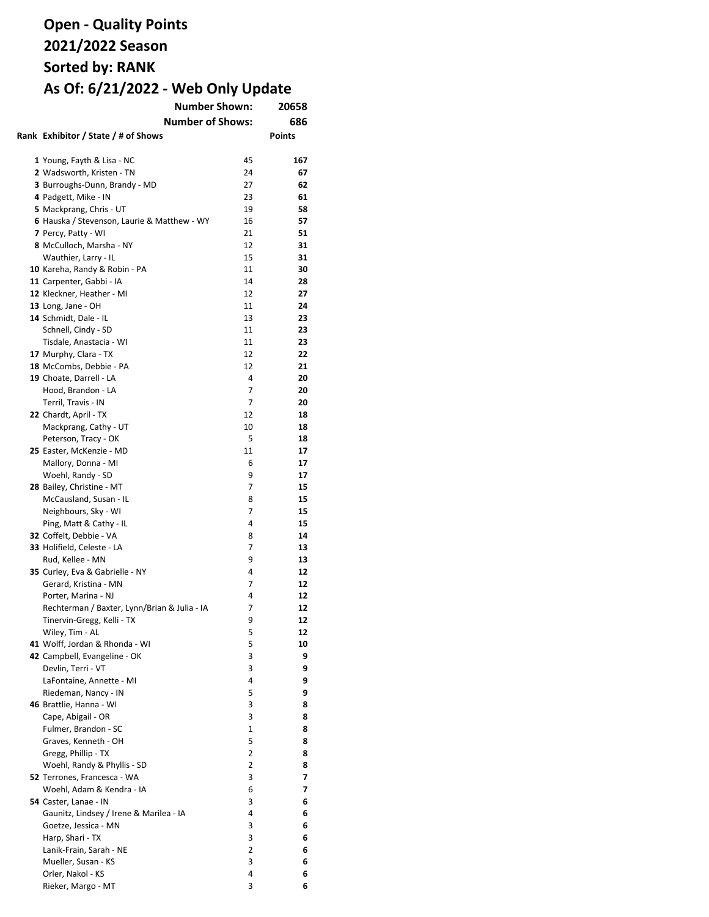# Open - Quality Points
# 2021/2022 Season
# Sorted by: RANK
# As Of: 6/21/2022 - Web Only Update

**Number Shown:** 20658

**Number of Shows:** 686

| Rank | Exhibitor / State / # of Shows | | Points |
|---|---|---|---|
| 1 | Young, Fayth & Lisa - NC | 45 | 167 |
| 2 | Wadsworth, Kristen - TN | 24 | 67 |
| 3 | Burroughs-Dunn, Brandy - MD | 27 | 62 |
| 4 | Padgett, Mike - IN | 23 | 61 |
| 5 | Mackprang, Chris - UT | 19 | 58 |
| 6 | Hauska / Stevenson, Laurie & Matthew - WY | 16 | 57 |
| 7 | Percy, Patty - WI | 21 | 51 |
| 8 | McCulloch, Marsha - NY | 12 | 31 |
| | Wauthier, Larry - IL | 15 | 31 |
| 10 | Kareha, Randy & Robin - PA | 11 | 30 |
| 11 | Carpenter, Gabbi - IA | 14 | 28 |
| 12 | Kleckner, Heather - MI | 12 | 27 |
| 13 | Long, Jane - OH | 11 | 24 |
| 14 | Schmidt, Dale - IL | 13 | 23 |
| | Schnell, Cindy - SD | 11 | 23 |
| | Tisdale, Anastacia - WI | 11 | 23 |
| 17 | Murphy, Clara - TX | 12 | 22 |
| 18 | McCombs, Debbie - PA | 12 | 21 |
| 19 | Choate, Darrell - LA | 4 | 20 |
| | Hood, Brandon - LA | 7 | 20 |
| | Terril, Travis - IN | 7 | 20 |
| 22 | Chardt, April - TX | 12 | 18 |
| | Mackprang, Cathy - UT | 10 | 18 |
| | Peterson, Tracy - OK | 5 | 18 |
| 25 | Easter, McKenzie - MD | 11 | 17 |
| | Mallory, Donna - MI | 6 | 17 |
| | Woehl, Randy - SD | 9 | 17 |
| 28 | Bailey, Christine - MT | 7 | 15 |
| | McCausland, Susan - IL | 8 | 15 |
| | Neighbours, Sky - WI | 7 | 15 |
| | Ping, Matt & Cathy - IL | 4 | 15 |
| 32 | Coffelt, Debbie - VA | 8 | 14 |
| 33 | Holifield, Celeste - LA | 7 | 13 |
| | Rud, Kellee - MN | 9 | 13 |
| 35 | Curley, Eva & Gabrielle - NY | 4 | 12 |
| | Gerard, Kristina - MN | 7 | 12 |
| | Porter, Marina - NJ | 4 | 12 |
| | Rechterman / Baxter, Lynn/Brian & Julia - IA | 7 | 12 |
| | Tinervin-Gregg, Kelli - TX | 9 | 12 |
| | Wiley, Tim - AL | 5 | 12 |
| 41 | Wolff, Jordan & Rhonda - WI | 5 | 10 |
| 42 | Campbell, Evangeline - OK | 3 | 9 |
| | Devlin, Terri - VT | 3 | 9 |
| | LaFontaine, Annette - MI | 4 | 9 |
| | Riedeman, Nancy - IN | 5 | 9 |
| 46 | Brattlie, Hanna - WI | 3 | 8 |
| | Cape, Abigail - OR | 3 | 8 |
| | Fulmer, Brandon - SC | 1 | 8 |
| | Graves, Kenneth - OH | 5 | 8 |
| | Gregg, Phillip - TX | 2 | 8 |
| | Woehl, Randy & Phyllis - SD | 2 | 8 |
| 52 | Terrones, Francesca - WA | 3 | 7 |
| | Woehl, Adam & Kendra - IA | 6 | 7 |
| 54 | Caster, Lanae - IN | 3 | 6 |
| | Gaunitz, Lindsey / Irene & Marilea - IA | 4 | 6 |
| | Goetze, Jessica - MN | 3 | 6 |
| | Harp, Shari - TX | 3 | 6 |
| | Lanik-Frain, Sarah - NE | 2 | 6 |
| | Mueller, Susan - KS | 3 | 6 |
| | Orler, Nakol - KS | 4 | 6 |
| | Rieker, Margo - MT | 3 | 6 |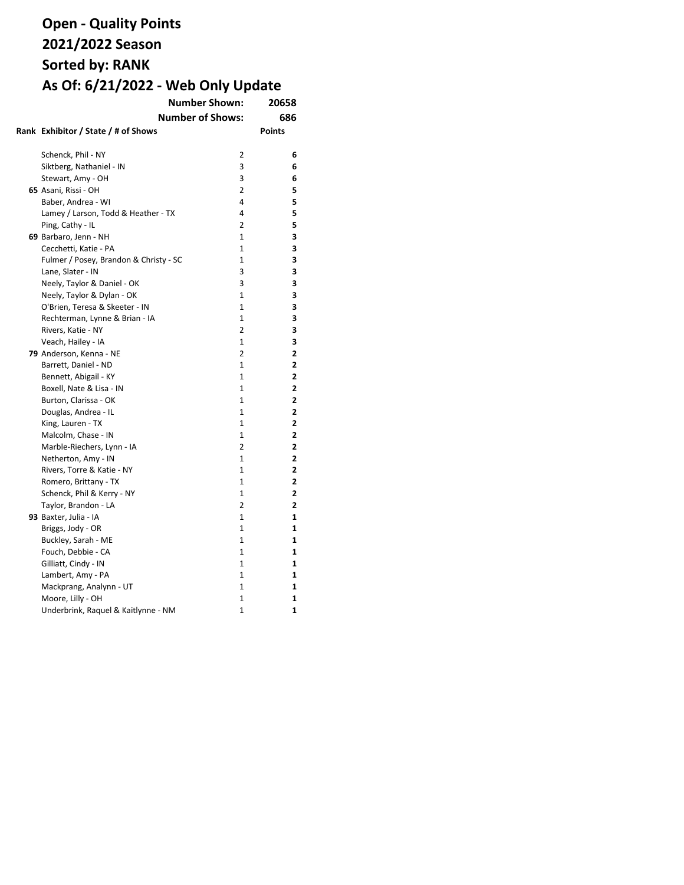# Open - Quality Points
# 2021/2022 Season
# Sorted by: RANK
# As Of: 6/21/2022 - Web Only Update

**Number Shown:** 20658

**Number of Shows:** 686

| Rank | Exhibitor / State / # of Shows | | Points |
|---|---|---|---|
| | Schenck, Phil - NY | 2 | **6** |
| | Siktberg, Nathaniel - IN | 3 | **6** |
| | Stewart, Amy - OH | 3 | **6** |
| **65** | Asani, Rissi - OH | 2 | **5** |
| | Baber, Andrea - WI | 4 | **5** |
| | Lamey / Larson, Todd & Heather - TX | 4 | **5** |
| | Ping, Cathy - IL | 2 | **5** |
| **69** | Barbaro, Jenn - NH | 1 | **3** |
| | Cecchetti, Katie - PA | 1 | **3** |
| | Fulmer / Posey, Brandon & Christy - SC | 1 | **3** |
| | Lane, Slater - IN | 3 | **3** |
| | Neely, Taylor & Daniel - OK | 3 | **3** |
| | Neely, Taylor & Dylan - OK | 1 | **3** |
| | O'Brien, Teresa & Skeeter - IN | 1 | **3** |
| | Rechterman, Lynne & Brian - IA | 1 | **3** |
| | Rivers, Katie - NY | 2 | **3** |
| | Veach, Hailey - IA | 1 | **3** |
| **79** | Anderson, Kenna - NE | 2 | **2** |
| | Barrett, Daniel - ND | 1 | **2** |
| | Bennett, Abigail - KY | 1 | **2** |
| | Boxell, Nate & Lisa - IN | 1 | **2** |
| | Burton, Clarissa - OK | 1 | **2** |
| | Douglas, Andrea - IL | 1 | **2** |
| | King, Lauren - TX | 1 | **2** |
| | Malcolm, Chase - IN | 1 | **2** |
| | Marble-Riechers, Lynn - IA | 2 | **2** |
| | Netherton, Amy - IN | 1 | **2** |
| | Rivers, Torre & Katie - NY | 1 | **2** |
| | Romero, Brittany - TX | 1 | **2** |
| | Schenck, Phil & Kerry - NY | 1 | **2** |
| | Taylor, Brandon - LA | 2 | **2** |
| **93** | Baxter, Julia - IA | 1 | **1** |
| | Briggs, Jody - OR | 1 | **1** |
| | Buckley, Sarah - ME | 1 | **1** |
| | Fouch, Debbie - CA | 1 | **1** |
| | Gilliatt, Cindy - IN | 1 | **1** |
| | Lambert, Amy - PA | 1 | **1** |
| | Mackprang, Analynn - UT | 1 | **1** |
| | Moore, Lilly - OH | 1 | **1** |
| | Underbrink, Raquel & Kaitlynne - NM | 1 | **1** |